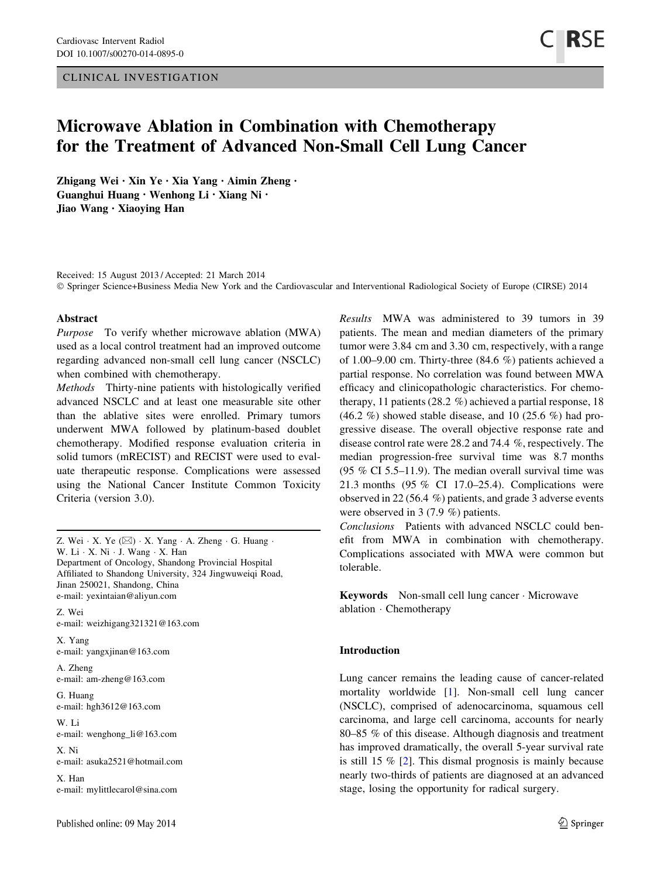CLINICAL INVESTIGATION

# Microwave Ablation in Combination with Chemotherapy for the Treatment of Advanced Non-Small Cell Lung Cancer

**Zhigang Wei · Xin Ye · Xia Yang · Aimin Zheng · Guanghui Huang · Wenhong Li · Xiang Ni · Jiao Wang · Xiaoying Han**

Received: 15 August 2013 / Accepted: 21 March 2014
© Springer Science+Business Media New York and the Cardiovascular and Interventional Radiological Society of Europe (CIRSE) 2014

## Abstract

*Purpose* To verify whether microwave ablation (MWA) used as a local control treatment had an improved outcome regarding advanced non-small cell lung cancer (NSCLC) when combined with chemotherapy.

*Methods* Thirty-nine patients with histologically verified advanced NSCLC and at least one measurable site other than the ablative sites were enrolled. Primary tumors underwent MWA followed by platinum-based doublet chemotherapy. Modified response evaluation criteria in solid tumors (mRECIST) and RECIST were used to evaluate therapeutic response. Complications were assessed using the National Cancer Institute Common Toxicity Criteria (version 3.0).

*Results* MWA was administered to 39 tumors in 39 patients. The mean and median diameters of the primary tumor were 3.84 cm and 3.30 cm, respectively, with a range of 1.00–9.00 cm. Thirty-three (84.6 %) patients achieved a partial response. No correlation was found between MWA efficacy and clinicopathologic characteristics. For chemotherapy, 11 patients (28.2 %) achieved a partial response, 18 (46.2 %) showed stable disease, and 10 (25.6 %) had progressive disease. The overall objective response rate and disease control rate were 28.2 and 74.4 %, respectively. The median progression-free survival time was 8.7 months (95 % CI 5.5–11.9). The median overall survival time was 21.3 months (95 % CI 17.0–25.4). Complications were observed in 22 (56.4 %) patients, and grade 3 adverse events were observed in 3 (7.9 %) patients.

*Conclusions* Patients with advanced NSCLC could benefit from MWA in combination with chemotherapy. Complications associated with MWA were common but tolerable.

**Keywords** Non-small cell lung cancer · Microwave ablation · Chemotherapy

Z. Wei · X. Ye (✉) · X. Yang · A. Zheng · G. Huang · W. Li · X. Ni · J. Wang · X. Han
Department of Oncology, Shandong Provincial Hospital Affiliated to Shandong University, 324 Jingwuweiqi Road, Jinan 250021, Shandong, China
e-mail: yexintaian@aliyun.com

Z. Wei
e-mail: weizhigang321321@163.com

X. Yang
e-mail: yangxjinan@163.com

A. Zheng
e-mail: am-zheng@163.com

G. Huang
e-mail: hgh3612@163.com

W. Li
e-mail: wenghong_li@163.com

X. Ni
e-mail: asuka2521@hotmail.com

X. Han
e-mail: mylittlecarol@sina.com

## Introduction

Lung cancer remains the leading cause of cancer-related mortality worldwide [1]. Non-small cell lung cancer (NSCLC), comprised of adenocarcinoma, squamous cell carcinoma, and large cell carcinoma, accounts for nearly 80–85 % of this disease. Although diagnosis and treatment has improved dramatically, the overall 5-year survival rate is still 15 % [2]. This dismal prognosis is mainly because nearly two-thirds of patients are diagnosed at an advanced stage, losing the opportunity for radical surgery.

Published online: 09 May 2014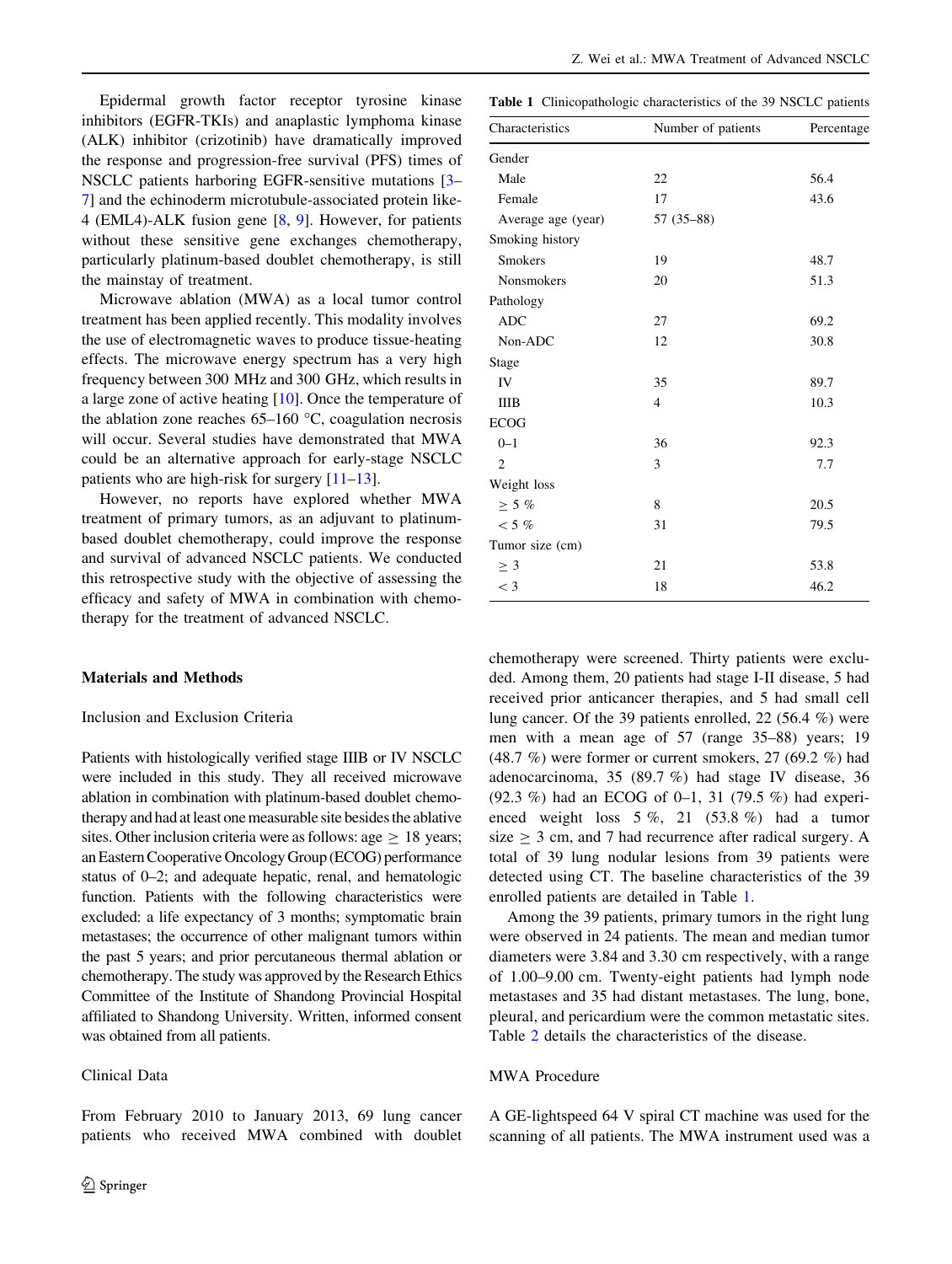Epidermal growth factor receptor tyrosine kinase inhibitors (EGFR-TKIs) and anaplastic lymphoma kinase (ALK) inhibitor (crizotinib) have dramatically improved the response and progression-free survival (PFS) times of NSCLC patients harboring EGFR-sensitive mutations [3–7] and the echinoderm microtubule-associated protein like-4 (EML4)-ALK fusion gene [8, 9]. However, for patients without these sensitive gene exchanges chemotherapy, particularly platinum-based doublet chemotherapy, is still the mainstay of treatment.

Microwave ablation (MWA) as a local tumor control treatment has been applied recently. This modality involves the use of electromagnetic waves to produce tissue-heating effects. The microwave energy spectrum has a very high frequency between 300 MHz and 300 GHz, which results in a large zone of active heating [10]. Once the temperature of the ablation zone reaches 65–160 °C, coagulation necrosis will occur. Several studies have demonstrated that MWA could be an alternative approach for early-stage NSCLC patients who are high-risk for surgery [11–13].

However, no reports have explored whether MWA treatment of primary tumors, as an adjuvant to platinum-based doublet chemotherapy, could improve the response and survival of advanced NSCLC patients. We conducted this retrospective study with the objective of assessing the efficacy and safety of MWA in combination with chemotherapy for the treatment of advanced NSCLC.

## Materials and Methods

### Inclusion and Exclusion Criteria

Patients with histologically verified stage IIIB or IV NSCLC were included in this study. They all received microwave ablation in combination with platinum-based doublet chemotherapy and had at least one measurable site besides the ablative sites. Other inclusion criteria were as follows: age $\geq$ 18 years; an Eastern Cooperative Oncology Group (ECOG) performance status of 0–2; and adequate hepatic, renal, and hematologic function. Patients with the following characteristics were excluded: a life expectancy of 3 months; symptomatic brain metastases; the occurrence of other malignant tumors within the past 5 years; and prior percutaneous thermal ablation or chemotherapy. The study was approved by the Research Ethics Committee of the Institute of Shandong Provincial Hospital affiliated to Shandong University. Written, informed consent was obtained from all patients.

### Clinical Data

From February 2010 to January 2013, 69 lung cancer patients who received MWA combined with doublet chemotherapy were screened. Thirty patients were excluded. Among them, 20 patients had stage I-II disease, 5 had received prior anticancer therapies, and 5 had small cell lung cancer. Of the 39 patients enrolled, 22 (56.4 %) were men with a mean age of 57 (range 35–88) years; 19 (48.7 %) were former or current smokers, 27 (69.2 %) had adenocarcinoma, 35 (89.7 %) had stage IV disease, 36 (92.3 %) had an ECOG of 0–1, 31 (79.5 %) had experienced weight loss 5 %, 21 (53.8 %) had a tumor size $\geq$ 3 cm, and 7 had recurrence after radical surgery. A total of 39 lung nodular lesions from 39 patients were detected using CT. The baseline characteristics of the 39 enrolled patients are detailed in Table 1.

**Table 1** Clinicopathologic characteristics of the 39 NSCLC patients

| Characteristics | Number of patients | Percentage |
|---|---|---|
| Gender | | |
| Male | 22 | 56.4 |
| Female | 17 | 43.6 |
| Average age (year) | 57 (35–88) | |
| Smoking history | | |
| Smokers | 19 | 48.7 |
| Nonsmokers | 20 | 51.3 |
| Pathology | | |
| ADC | 27 | 69.2 |
| Non-ADC | 12 | 30.8 |
| Stage | | |
| IV | 35 | 89.7 |
| IIIB | 4 | 10.3 |
| ECOG | | |
| 0–1 | 36 | 92.3 |
| 2 | 3 | 7.7 |
| Weight loss | | |
| $\geq$ 5 % | 8 | 20.5 |
| < 5 % | 31 | 79.5 |
| Tumor size (cm) | | |
| $\geq$ 3 | 21 | 53.8 |
| < 3 | 18 | 46.2 |

Among the 39 patients, primary tumors in the right lung were observed in 24 patients. The mean and median tumor diameters were 3.84 and 3.30 cm respectively, with a range of 1.00–9.00 cm. Twenty-eight patients had lymph node metastases and 35 had distant metastases. The lung, bone, pleural, and pericardium were the common metastatic sites. Table 2 details the characteristics of the disease.

### MWA Procedure

A GE-lightspeed 64 V spiral CT machine was used for the scanning of all patients. The MWA instrument used was a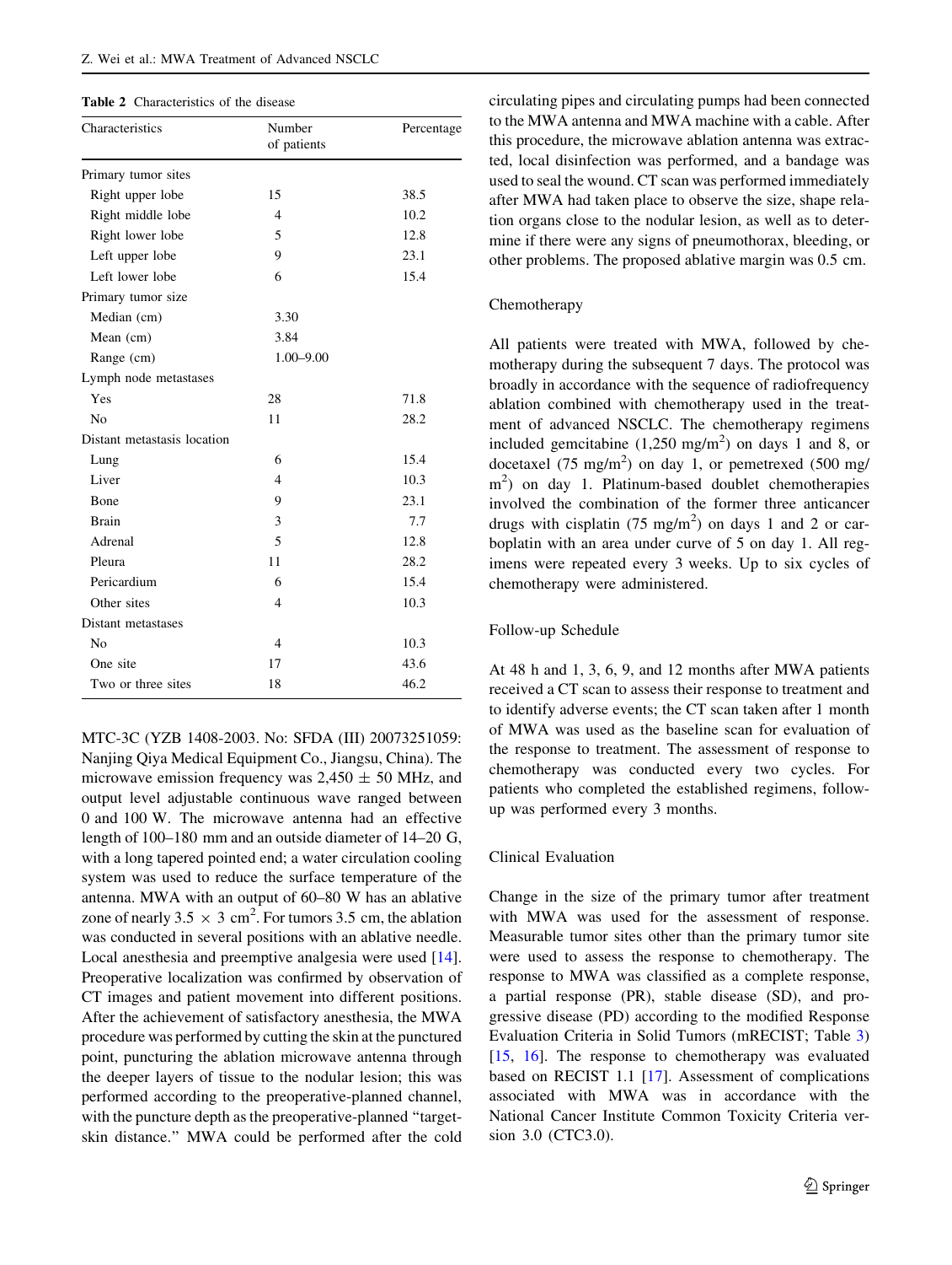**Table 2** Characteristics of the disease

| Characteristics | Number of patients | Percentage |
|---|---|---|
| Primary tumor sites | | |
| Right upper lobe | 15 | 38.5 |
| Right middle lobe | 4 | 10.2 |
| Right lower lobe | 5 | 12.8 |
| Left upper lobe | 9 | 23.1 |
| Left lower lobe | 6 | 15.4 |
| Primary tumor size | | |
| Median (cm) | 3.30 | |
| Mean (cm) | 3.84 | |
| Range (cm) | 1.00–9.00 | |
| Lymph node metastases | | |
| Yes | 28 | 71.8 |
| No | 11 | 28.2 |
| Distant metastasis location | | |
| Lung | 6 | 15.4 |
| Liver | 4 | 10.3 |
| Bone | 9 | 23.1 |
| Brain | 3 | 7.7 |
| Adrenal | 5 | 12.8 |
| Pleura | 11 | 28.2 |
| Pericardium | 6 | 15.4 |
| Other sites | 4 | 10.3 |
| Distant metastases | | |
| No | 4 | 10.3 |
| One site | 17 | 43.6 |
| Two or three sites | 18 | 46.2 |

MTC-3C (YZB 1408-2003. No: SFDA (III) 20073251059: Nanjing Qiya Medical Equipment Co., Jiangsu, China). The microwave emission frequency was 2,450 $\pm$ 50 MHz, and output level adjustable continuous wave ranged between 0 and 100 W. The microwave antenna had an effective length of 100–180 mm and an outside diameter of 14–20 G, with a long tapered pointed end; a water circulation cooling system was used to reduce the surface temperature of the antenna. MWA with an output of 60–80 W has an ablative zone of nearly 3.5 $\times$ 3 $cm^2$. For tumors 3.5 cm, the ablation was conducted in several positions with an ablative needle. Local anesthesia and preemptive analgesia were used [14]. Preoperative localization was confirmed by observation of CT images and patient movement into different positions. After the achievement of satisfactory anesthesia, the MWA procedure was performed by cutting the skin at the punctured point, puncturing the ablation microwave antenna through the deeper layers of tissue to the nodular lesion; this was performed according to the preoperative-planned channel, with the puncture depth as the preoperative-planned "target-skin distance." MWA could be performed after the cold circulating pipes and circulating pumps had been connected to the MWA antenna and MWA machine with a cable. After this procedure, the microwave ablation antenna was extracted, local disinfection was performed, and a bandage was used to seal the wound. CT scan was performed immediately after MWA had taken place to observe the size, shape relation organs close to the nodular lesion, as well as to determine if there were any signs of pneumothorax, bleeding, or other problems. The proposed ablative margin was 0.5 cm.

### Chemotherapy

All patients were treated with MWA, followed by chemotherapy during the subsequent 7 days. The protocol was broadly in accordance with the sequence of radiofrequency ablation combined with chemotherapy used in the treatment of advanced NSCLC. The chemotherapy regimens included gemcitabine (1,250 $mg/m^2$) on days 1 and 8, or docetaxel (75 $mg/m^2$) on day 1, or pemetrexed (500 $mg/m^2$) on day 1. Platinum-based doublet chemotherapies involved the combination of the former three anticancer drugs with cisplatin (75 $mg/m^2$) on days 1 and 2 or carboplatin with an area under curve of 5 on day 1. All regimens were repeated every 3 weeks. Up to six cycles of chemotherapy were administered.

### Follow-up Schedule

At 48 h and 1, 3, 6, 9, and 12 months after MWA patients received a CT scan to assess their response to treatment and to identify adverse events; the CT scan taken after 1 month of MWA was used as the baseline scan for evaluation of the response to treatment. The assessment of response to chemotherapy was conducted every two cycles. For patients who completed the established regimens, follow-up was performed every 3 months.

### Clinical Evaluation

Change in the size of the primary tumor after treatment with MWA was used for the assessment of response. Measurable tumor sites other than the primary tumor site were used to assess the response to chemotherapy. The response to MWA was classified as a complete response, a partial response (PR), stable disease (SD), and progressive disease (PD) according to the modified Response Evaluation Criteria in Solid Tumors (mRECIST; Table 3) [15, 16]. The response to chemotherapy was evaluated based on RECIST 1.1 [17]. Assessment of complications associated with MWA was in accordance with the National Cancer Institute Common Toxicity Criteria version 3.0 (CTC3.0).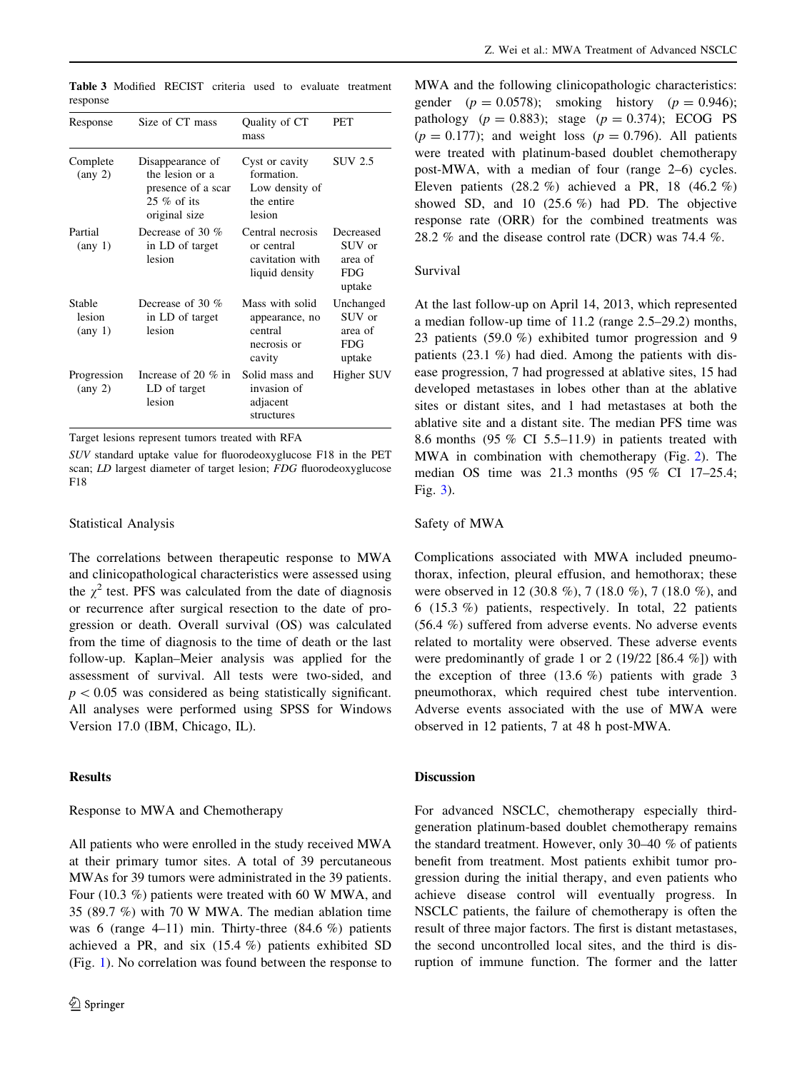**Table 3** Modified RECIST criteria used to evaluate treatment response

| Response | Size of CT mass | Quality of CT mass | PET |
|---|---|---|---|
| Complete (any 2) | Disappearance of the lesion or a presence of a scar 25 % of its original size | Cyst or cavity formation. Low density of the entire lesion | SUV 2.5 |
| Partial (any 1) | Decrease of 30 % in LD of target lesion | Central necrosis or central cavitation with liquid density | Decreased SUV or area of FDG uptake |
| Stable lesion (any 1) | Decrease of 30 % in LD of target lesion | Mass with solid appearance, no central necrosis or cavity | Unchanged SUV or area of FDG uptake |
| Progression (any 2) | Increase of 20 % in LD of target lesion | Solid mass and invasion of adjacent structures | Higher SUV |

Target lesions represent tumors treated with RFA

*SUV* standard uptake value for fluorodeoxyglucose F18 in the PET scan; *LD* largest diameter of target lesion; *FDG* fluorodeoxyglucose F18

### Statistical Analysis

The correlations between therapeutic response to MWA and clinicopathological characteristics were assessed using the $\chi^2$ test. PFS was calculated from the date of diagnosis or recurrence after surgical resection to the date of progression or death. Overall survival (OS) was calculated from the time of diagnosis to the time of death or the last follow-up. Kaplan–Meier analysis was applied for the assessment of survival. All tests were two-sided, and $p < 0.05$ was considered as being statistically significant. All analyses were performed using SPSS for Windows Version 17.0 (IBM, Chicago, IL).

## Results

### Response to MWA and Chemotherapy

All patients who were enrolled in the study received MWA at their primary tumor sites. A total of 39 percutaneous MWAs for 39 tumors were administrated in the 39 patients. Four (10.3 %) patients were treated with 60 W MWA, and 35 (89.7 %) with 70 W MWA. The median ablation time was 6 (range 4–11) min. Thirty-three (84.6 %) patients achieved a PR, and six (15.4 %) patients exhibited SD (Fig. 1). No correlation was found between the response to MWA and the following clinicopathologic characteristics: gender ($p = 0.0578$); smoking history ($p = 0.946$); pathology ($p = 0.883$); stage ($p = 0.374$); ECOG PS ($p = 0.177$); and weight loss ($p = 0.796$). All patients were treated with platinum-based doublet chemotherapy post-MWA, with a median of four (range 2–6) cycles. Eleven patients (28.2 %) achieved a PR, 18 (46.2 %) showed SD, and 10 (25.6 %) had PD. The objective response rate (ORR) for the combined treatments was 28.2 % and the disease control rate (DCR) was 74.4 %.

### Survival

At the last follow-up on April 14, 2013, which represented a median follow-up time of 11.2 (range 2.5–29.2) months, 23 patients (59.0 %) exhibited tumor progression and 9 patients (23.1 %) had died. Among the patients with disease progression, 7 had progressed at ablative sites, 15 had developed metastases in lobes other than at the ablative sites or distant sites, and 1 had metastases at both the ablative site and a distant site. The median PFS time was 8.6 months (95 % CI 5.5–11.9) in patients treated with MWA in combination with chemotherapy (Fig. 2). The median OS time was 21.3 months (95 % CI 17–25.4; Fig. 3).

### Safety of MWA

Complications associated with MWA included pneumothorax, infection, pleural effusion, and hemothorax; these were observed in 12 (30.8 %), 7 (18.0 %), 7 (18.0 %), and 6 (15.3 %) patients, respectively. In total, 22 patients (56.4 %) suffered from adverse events. No adverse events related to mortality were observed. These adverse events were predominantly of grade 1 or 2 (19/22 [86.4 %]) with the exception of three (13.6 %) patients with grade 3 pneumothorax, which required chest tube intervention. Adverse events associated with the use of MWA were observed in 12 patients, 7 at 48 h post-MWA.

## Discussion

For advanced NSCLC, chemotherapy especially third-generation platinum-based doublet chemotherapy remains the standard treatment. However, only 30–40 % of patients benefit from treatment. Most patients exhibit tumor progression during the initial therapy, and even patients who achieve disease control will eventually progress. In NSCLC patients, the failure of chemotherapy is often the result of three major factors. The first is distant metastases, the second uncontrolled local sites, and the third is disruption of immune function. The former and the latter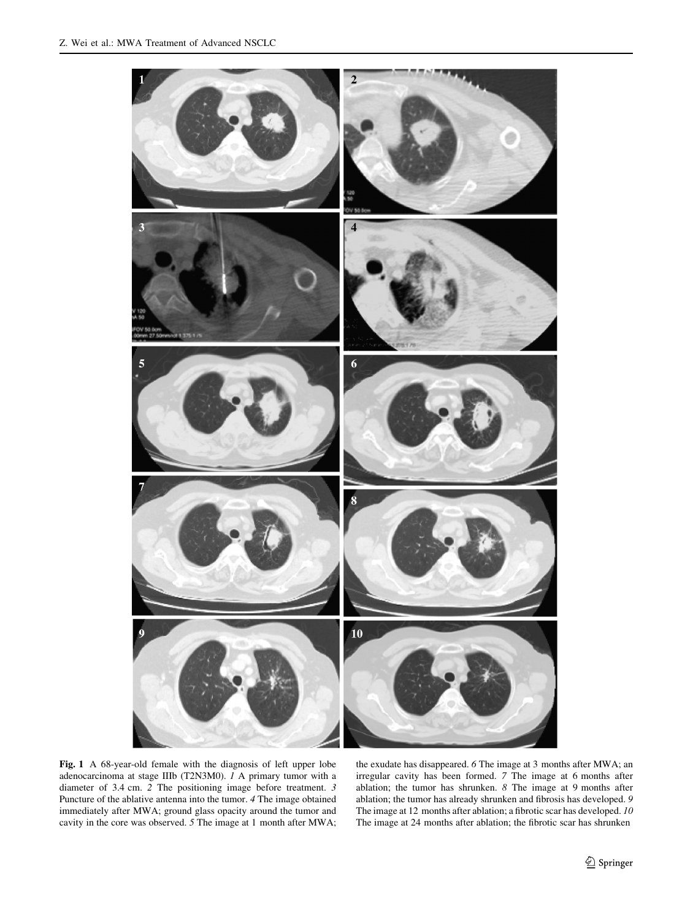**Fig. 1** A 68-year-old female with the diagnosis of left upper lobe adenocarcinoma at stage IIIb (T2N3M0). *1* A primary tumor with a diameter of 3.4 cm. *2* The positioning image before treatment. *3* Puncture of the ablative antenna into the tumor. *4* The image obtained immediately after MWA; ground glass opacity around the tumor and cavity in the core was observed. *5* The image at 1 month after MWA; the exudate has disappeared. *6* The image at 3 months after MWA; an irregular cavity has been formed. *7* The image at 6 months after ablation; the tumor has shrunken. *8* The image at 9 months after ablation; the tumor has already shrunken and fibrosis has developed. *9* The image at 12 months after ablation; a fibrotic scar has developed. *10* The image at 24 months after ablation; the fibrotic scar has shrunken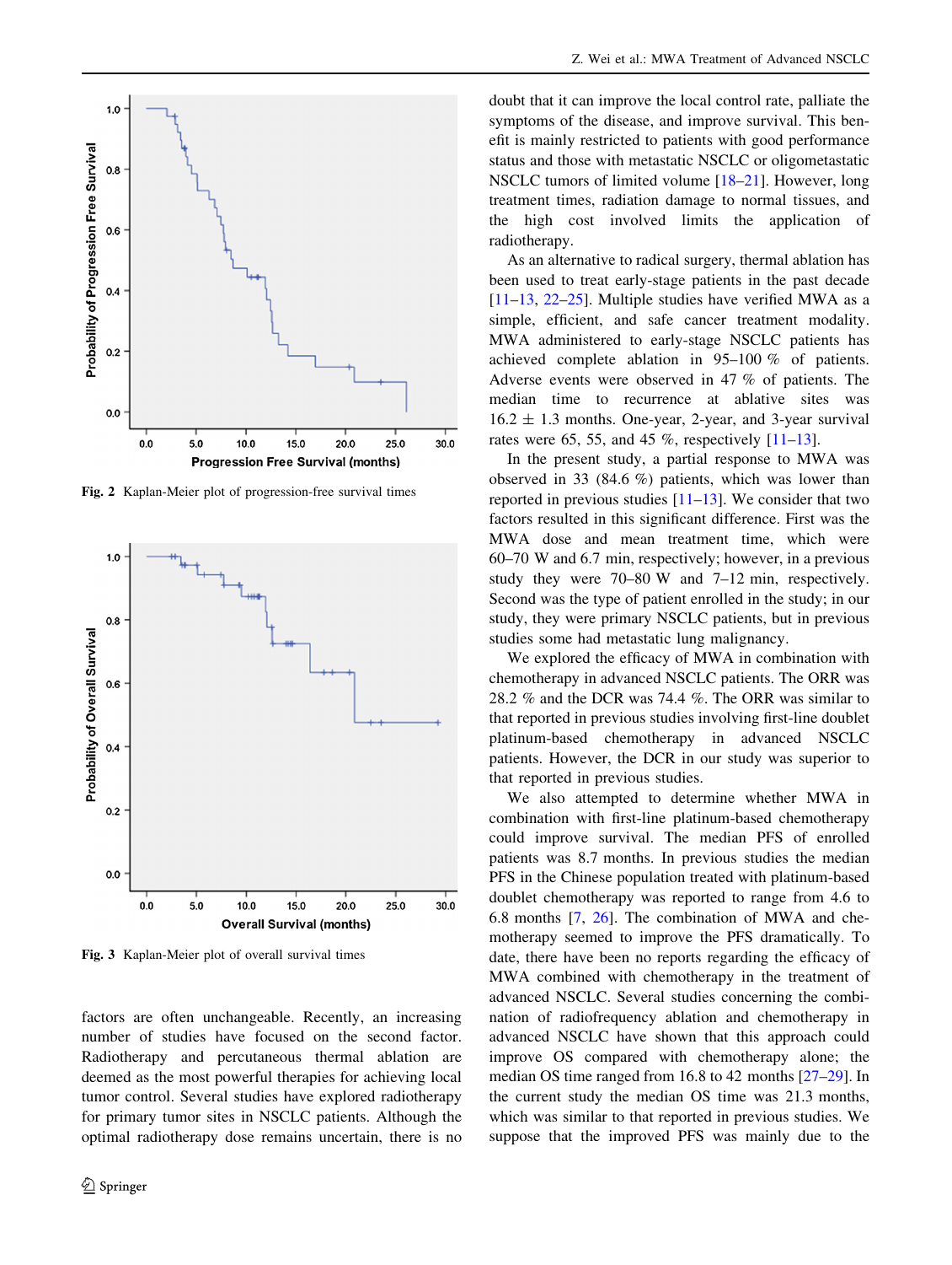Fig. 2 Kaplan-Meier plot of progression-free survival times

Fig. 3 Kaplan-Meier plot of overall survival times

factors are often unchangeable. Recently, an increasing number of studies have focused on the second factor. Radiotherapy and percutaneous thermal ablation are deemed as the most powerful therapies for achieving local tumor control. Several studies have explored radiotherapy for primary tumor sites in NSCLC patients. Although the optimal radiotherapy dose remains uncertain, there is no doubt that it can improve the local control rate, palliate the symptoms of the disease, and improve survival. This benefit is mainly restricted to patients with good performance status and those with metastatic NSCLC or oligometastatic NSCLC tumors of limited volume [18–21]. However, long treatment times, radiation damage to normal tissues, and the high cost involved limits the application of radiotherapy.

As an alternative to radical surgery, thermal ablation has been used to treat early-stage patients in the past decade [11–13, 22–25]. Multiple studies have verified MWA as a simple, efficient, and safe cancer treatment modality. MWA administered to early-stage NSCLC patients has achieved complete ablation in 95–100 % of patients. Adverse events were observed in 47 % of patients. The median time to recurrence at ablative sites was $16.2 \pm 1.3$ months. One-year, 2-year, and 3-year survival rates were 65, 55, and 45 %, respectively [11–13].

In the present study, a partial response to MWA was observed in 33 (84.6 %) patients, which was lower than reported in previous studies [11–13]. We consider that two factors resulted in this significant difference. First was the MWA dose and mean treatment time, which were 60–70 W and 6.7 min, respectively; however, in a previous study they were 70–80 W and 7–12 min, respectively. Second was the type of patient enrolled in the study; in our study, they were primary NSCLC patients, but in previous studies some had metastatic lung malignancy.

We explored the efficacy of MWA in combination with chemotherapy in advanced NSCLC patients. The ORR was 28.2 % and the DCR was 74.4 %. The ORR was similar to that reported in previous studies involving first-line doublet platinum-based chemotherapy in advanced NSCLC patients. However, the DCR in our study was superior to that reported in previous studies.

We also attempted to determine whether MWA in combination with first-line platinum-based chemotherapy could improve survival. The median PFS of enrolled patients was 8.7 months. In previous studies the median PFS in the Chinese population treated with platinum-based doublet chemotherapy was reported to range from 4.6 to 6.8 months [7, 26]. The combination of MWA and chemotherapy seemed to improve the PFS dramatically. To date, there have been no reports regarding the efficacy of MWA combined with chemotherapy in the treatment of advanced NSCLC. Several studies concerning the combination of radiofrequency ablation and chemotherapy in advanced NSCLC have shown that this approach could improve OS compared with chemotherapy alone; the median OS time ranged from 16.8 to 42 months [27–29]. In the current study the median OS time was 21.3 months, which was similar to that reported in previous studies. We suppose that the improved PFS was mainly due to the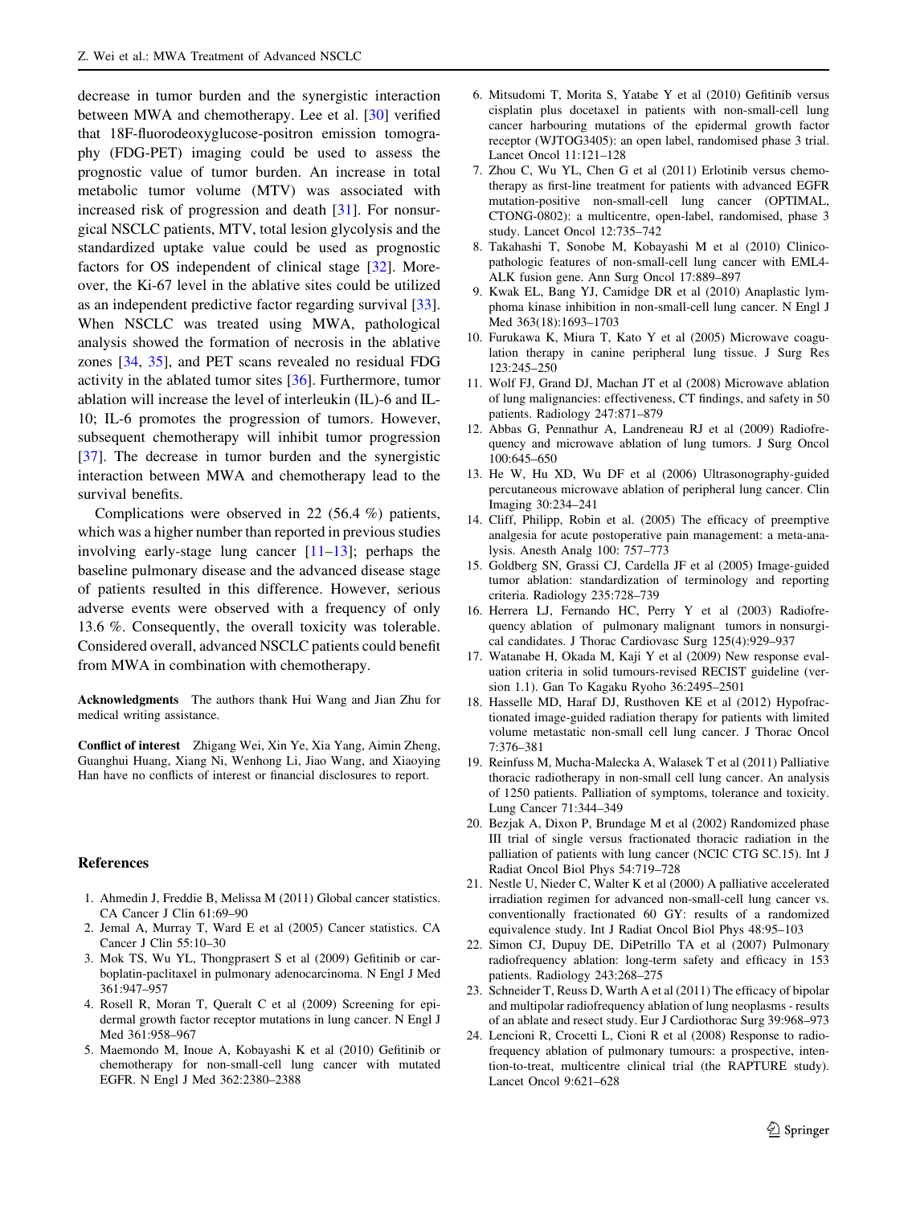decrease in tumor burden and the synergistic interaction between MWA and chemotherapy. Lee et al. [30] verified that 18F-fluorodeoxyglucose-positron emission tomography (FDG-PET) imaging could be used to assess the prognostic value of tumor burden. An increase in total metabolic tumor volume (MTV) was associated with increased risk of progression and death [31]. For nonsurgical NSCLC patients, MTV, total lesion glycolysis and the standardized uptake value could be used as prognostic factors for OS independent of clinical stage [32]. Moreover, the Ki-67 level in the ablative sites could be utilized as an independent predictive factor regarding survival [33]. When NSCLC was treated using MWA, pathological analysis showed the formation of necrosis in the ablative zones [34, 35], and PET scans revealed no residual FDG activity in the ablated tumor sites [36]. Furthermore, tumor ablation will increase the level of interleukin (IL)-6 and IL-10; IL-6 promotes the progression of tumors. However, subsequent chemotherapy will inhibit tumor progression [37]. The decrease in tumor burden and the synergistic interaction between MWA and chemotherapy lead to the survival benefits.

Complications were observed in 22 (56.4 %) patients, which was a higher number than reported in previous studies involving early-stage lung cancer [11–13]; perhaps the baseline pulmonary disease and the advanced disease stage of patients resulted in this difference. However, serious adverse events were observed with a frequency of only 13.6 %. Consequently, the overall toxicity was tolerable. Considered overall, advanced NSCLC patients could benefit from MWA in combination with chemotherapy.

**Acknowledgments** The authors thank Hui Wang and Jian Zhu for medical writing assistance.

**Conflict of interest** Zhigang Wei, Xin Ye, Xia Yang, Aimin Zheng, Guanghui Huang, Xiang Ni, Wenhong Li, Jiao Wang, and Xiaoying Han have no conflicts of interest or financial disclosures to report.

## References

1. Ahmedin J, Freddie B, Melissa M (2011) Global cancer statistics. CA Cancer J Clin 61:69–90
2. Jemal A, Murray T, Ward E et al (2005) Cancer statistics. CA Cancer J Clin 55:10–30
3. Mok TS, Wu YL, Thongprasert S et al (2009) Gefitinib or carboplatin-paclitaxel in pulmonary adenocarcinoma. N Engl J Med 361:947–957
4. Rosell R, Moran T, Queralt C et al (2009) Screening for epidermal growth factor receptor mutations in lung cancer. N Engl J Med 361:958–967
5. Maemondo M, Inoue A, Kobayashi K et al (2010) Gefitinib or chemotherapy for non-small-cell lung cancer with mutated EGFR. N Engl J Med 362:2380–2388
6. Mitsudomi T, Morita S, Yatabe Y et al (2010) Gefitinib versus cisplatin plus docetaxel in patients with non-small-cell lung cancer harbouring mutations of the epidermal growth factor receptor (WJTOG3405): an open label, randomised phase 3 trial. Lancet Oncol 11:121–128
7. Zhou C, Wu YL, Chen G et al (2011) Erlotinib versus chemotherapy as first-line treatment for patients with advanced EGFR mutation-positive non-small-cell lung cancer (OPTIMAL, CTONG-0802): a multicentre, open-label, randomised, phase 3 study. Lancet Oncol 12:735–742
8. Takahashi T, Sonobe M, Kobayashi M et al (2010) Clinicopathologic features of non-small-cell lung cancer with EML4-ALK fusion gene. Ann Surg Oncol 17:889–897
9. Kwak EL, Bang YJ, Camidge DR et al (2010) Anaplastic lymphoma kinase inhibition in non-small-cell lung cancer. N Engl J Med 363(18):1693–1703
10. Furukawa K, Miura T, Kato Y et al (2005) Microwave coagulation therapy in canine peripheral lung tissue. J Surg Res 123:245–250
11. Wolf FJ, Grand DJ, Machan JT et al (2008) Microwave ablation of lung malignancies: effectiveness, CT findings, and safety in 50 patients. Radiology 247:871–879
12. Abbas G, Pennathur A, Landreneau RJ et al (2009) Radiofrequency and microwave ablation of lung tumors. J Surg Oncol 100:645–650
13. He W, Hu XD, Wu DF et al (2006) Ultrasonography-guided percutaneous microwave ablation of peripheral lung cancer. Clin Imaging 30:234–241
14. Cliff, Philipp, Robin et al. (2005) The efficacy of preemptive analgesia for acute postoperative pain management: a meta-analysis. Anesth Analg 100: 757–773
15. Goldberg SN, Grassi CJ, Cardella JF et al (2005) Image-guided tumor ablation: standardization of terminology and reporting criteria. Radiology 235:728–739
16. Herrera LJ, Fernando HC, Perry Y et al (2003) Radiofrequency ablation of pulmonary malignant tumors in nonsurgical candidates. J Thorac Cardiovasc Surg 125(4):929–937
17. Watanabe H, Okada M, Kaji Y et al (2009) New response evaluation criteria in solid tumours-revised RECIST guideline (version 1.1). Gan To Kagaku Ryoho 36:2495–2501
18. Hasselle MD, Haraf DJ, Rusthoven KE et al (2012) Hypofractionated image-guided radiation therapy for patients with limited volume metastatic non-small cell lung cancer. J Thorac Oncol 7:376–381
19. Reinfuss M, Mucha-Malecka A, Walasek T et al (2011) Palliative thoracic radiotherapy in non-small cell lung cancer. An analysis of 1250 patients. Palliation of symptoms, tolerance and toxicity. Lung Cancer 71:344–349
20. Bezjak A, Dixon P, Brundage M et al (2002) Randomized phase III trial of single versus fractionated thoracic radiation in the palliation of patients with lung cancer (NCIC CTG SC.15). Int J Radiat Oncol Biol Phys 54:719–728
21. Nestle U, Nieder C, Walter K et al (2000) A palliative accelerated irradiation regimen for advanced non-small-cell lung cancer vs. conventionally fractionated 60 GY: results of a randomized equivalence study. Int J Radiat Oncol Biol Phys 48:95–103
22. Simon CJ, Dupuy DE, DiPetrillo TA et al (2007) Pulmonary radiofrequency ablation: long-term safety and efficacy in 153 patients. Radiology 243:268–275
23. Schneider T, Reuss D, Warth A et al (2011) The efficacy of bipolar and multipolar radiofrequency ablation of lung neoplasms - results of an ablate and resect study. Eur J Cardiothorac Surg 39:968–973
24. Lencioni R, Crocetti L, Cioni R et al (2008) Response to radiofrequency ablation of pulmonary tumours: a prospective, intention-to-treat, multicentre clinical trial (the RAPTURE study). Lancet Oncol 9:621–628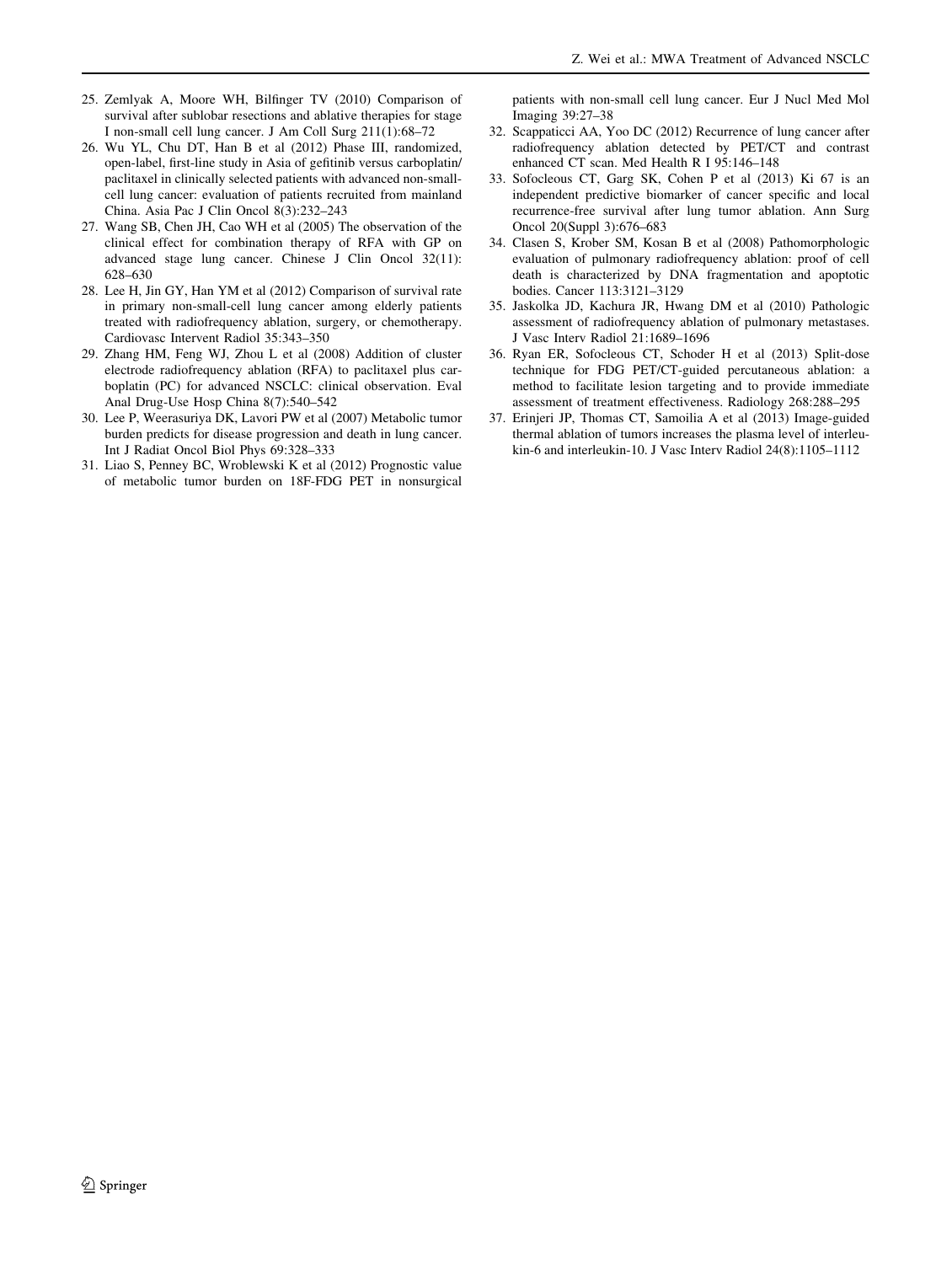25. Zemlyak A, Moore WH, Bilfinger TV (2010) Comparison of survival after sublobar resections and ablative therapies for stage I non-small cell lung cancer. J Am Coll Surg 211(1):68–72
26. Wu YL, Chu DT, Han B et al (2012) Phase III, randomized, open-label, first-line study in Asia of gefitinib versus carboplatin/paclitaxel in clinically selected patients with advanced non-small-cell lung cancer: evaluation of patients recruited from mainland China. Asia Pac J Clin Oncol 8(3):232–243
27. Wang SB, Chen JH, Cao WH et al (2005) The observation of the clinical effect for combination therapy of RFA with GP on advanced stage lung cancer. Chinese J Clin Oncol 32(11):628–630
28. Lee H, Jin GY, Han YM et al (2012) Comparison of survival rate in primary non-small-cell lung cancer among elderly patients treated with radiofrequency ablation, surgery, or chemotherapy. Cardiovasc Intervent Radiol 35:343–350
29. Zhang HM, Feng WJ, Zhou L et al (2008) Addition of cluster electrode radiofrequency ablation (RFA) to paclitaxel plus carboplatin (PC) for advanced NSCLC: clinical observation. Eval Anal Drug-Use Hosp China 8(7):540–542
30. Lee P, Weerasuriya DK, Lavori PW et al (2007) Metabolic tumor burden predicts for disease progression and death in lung cancer. Int J Radiat Oncol Biol Phys 69:328–333
31. Liao S, Penney BC, Wroblewski K et al (2012) Prognostic value of metabolic tumor burden on 18F-FDG PET in nonsurgical patients with non-small cell lung cancer. Eur J Nucl Med Mol Imaging 39:27–38
32. Scappaticci AA, Yoo DC (2012) Recurrence of lung cancer after radiofrequency ablation detected by PET/CT and contrast enhanced CT scan. Med Health R I 95:146–148
33. Sofocleous CT, Garg SK, Cohen P et al (2013) Ki 67 is an independent predictive biomarker of cancer specific and local recurrence-free survival after lung tumor ablation. Ann Surg Oncol 20(Suppl 3):676–683
34. Clasen S, Krober SM, Kosan B et al (2008) Pathomorphologic evaluation of pulmonary radiofrequency ablation: proof of cell death is characterized by DNA fragmentation and apoptotic bodies. Cancer 113:3121–3129
35. Jaskolka JD, Kachura JR, Hwang DM et al (2010) Pathologic assessment of radiofrequency ablation of pulmonary metastases. J Vasc Interv Radiol 21:1689–1696
36. Ryan ER, Sofocleous CT, Schoder H et al (2013) Split-dose technique for FDG PET/CT-guided percutaneous ablation: a method to facilitate lesion targeting and to provide immediate assessment of treatment effectiveness. Radiology 268:288–295
37. Erinjeri JP, Thomas CT, Samoilia A et al (2013) Image-guided thermal ablation of tumors increases the plasma level of interleukin-6 and interleukin-10. J Vasc Interv Radiol 24(8):1105–1112